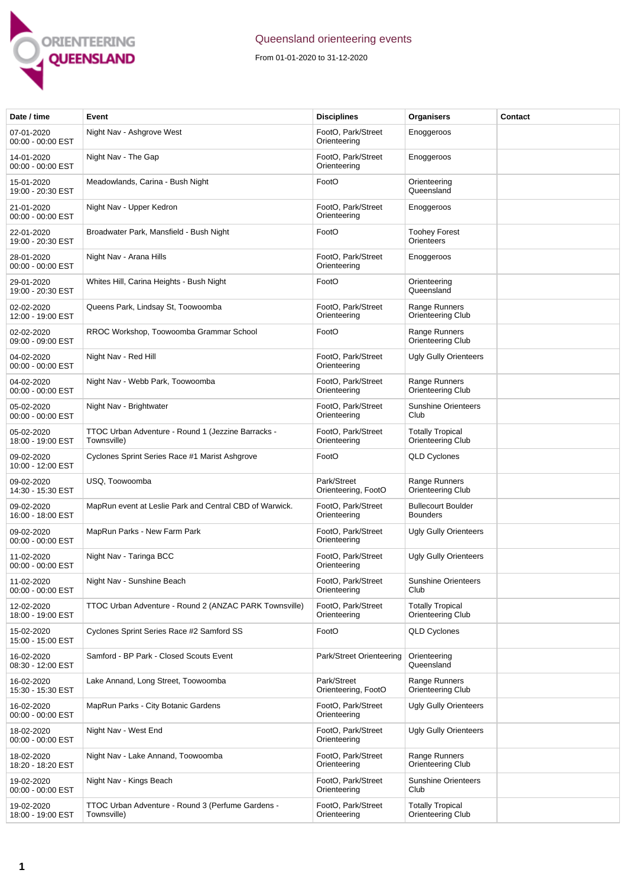# Queensland orienteering events

From 01-01-2020 to 31-12-2020

| Date / time | Event | Disciplines | Organisers | Contact |
|---|---|---|---|---|
| 07-01-2020 00:00 - 00:00 EST | Night Nav - Ashgrove West | FootO, Park/Street Orienteering | Enoggeroos | |
| 14-01-2020 00:00 - 00:00 EST | Night Nav - The Gap | FootO, Park/Street Orienteering | Enoggeroos | |
| 15-01-2020 19:00 - 20:30 EST | Meadowlands, Carina - Bush Night | FootO | Orienteering Queensland | |
| 21-01-2020 00:00 - 00:00 EST | Night Nav - Upper Kedron | FootO, Park/Street Orienteering | Enoggeroos | |
| 22-01-2020 19:00 - 20:30 EST | Broadwater Park, Mansfield - Bush Night | FootO | Toohey Forest Orienteers | |
| 28-01-2020 00:00 - 00:00 EST | Night Nav - Arana Hills | FootO, Park/Street Orienteering | Enoggeroos | |
| 29-01-2020 19:00 - 20:30 EST | Whites Hill, Carina Heights - Bush Night | FootO | Orienteering Queensland | |
| 02-02-2020 12:00 - 19:00 EST | Queens Park, Lindsay St, Toowoomba | FootO, Park/Street Orienteering | Range Runners Orienteering Club | |
| 02-02-2020 09:00 - 09:00 EST | RROC Workshop, Toowoomba Grammar School | FootO | Range Runners Orienteering Club | |
| 04-02-2020 00:00 - 00:00 EST | Night Nav - Red Hill | FootO, Park/Street Orienteering | Ugly Gully Orienteers | |
| 04-02-2020 00:00 - 00:00 EST | Night Nav - Webb Park, Toowoomba | FootO, Park/Street Orienteering | Range Runners Orienteering Club | |
| 05-02-2020 00:00 - 00:00 EST | Night Nav - Brightwater | FootO, Park/Street Orienteering | Sunshine Orienteers Club | |
| 05-02-2020 18:00 - 19:00 EST | TTOC Urban Adventure - Round 1 (Jezzine Barracks - Townsville) | FootO, Park/Street Orienteering | Totally Tropical Orienteering Club | |
| 09-02-2020 10:00 - 12:00 EST | Cyclones Sprint Series Race #1 Marist Ashgrove | FootO | QLD Cyclones | |
| 09-02-2020 14:30 - 15:30 EST | USQ, Toowoomba | Park/Street Orienteering, FootO | Range Runners Orienteering Club | |
| 09-02-2020 16:00 - 18:00 EST | MapRun event at Leslie Park and Central CBD of Warwick. | FootO, Park/Street Orienteering | Bullecourt Boulder Bounders | |
| 09-02-2020 00:00 - 00:00 EST | MapRun Parks - New Farm Park | FootO, Park/Street Orienteering | Ugly Gully Orienteers | |
| 11-02-2020 00:00 - 00:00 EST | Night Nav - Taringa BCC | FootO, Park/Street Orienteering | Ugly Gully Orienteers | |
| 11-02-2020 00:00 - 00:00 EST | Night Nav - Sunshine Beach | FootO, Park/Street Orienteering | Sunshine Orienteers Club | |
| 12-02-2020 18:00 - 19:00 EST | TTOC Urban Adventure - Round 2 (ANZAC PARK Townsville) | FootO, Park/Street Orienteering | Totally Tropical Orienteering Club | |
| 15-02-2020 15:00 - 15:00 EST | Cyclones Sprint Series Race #2 Samford SS | FootO | QLD Cyclones | |
| 16-02-2020 08:30 - 12:00 EST | Samford - BP Park - Closed Scouts Event | Park/Street Orienteering | Orienteering Queensland | |
| 16-02-2020 15:30 - 15:30 EST | Lake Annand, Long Street, Toowoomba | Park/Street Orienteering, FootO | Range Runners Orienteering Club | |
| 16-02-2020 00:00 - 00:00 EST | MapRun Parks - City Botanic Gardens | FootO, Park/Street Orienteering | Ugly Gully Orienteers | |
| 18-02-2020 00:00 - 00:00 EST | Night Nav - West End | FootO, Park/Street Orienteering | Ugly Gully Orienteers | |
| 18-02-2020 18:20 - 18:20 EST | Night Nav - Lake Annand, Toowoomba | FootO, Park/Street Orienteering | Range Runners Orienteering Club | |
| 19-02-2020 00:00 - 00:00 EST | Night Nav - Kings Beach | FootO, Park/Street Orienteering | Sunshine Orienteers Club | |
| 19-02-2020 18:00 - 19:00 EST | TTOC Urban Adventure - Round 3 (Perfume Gardens - Townsville) | FootO, Park/Street Orienteering | Totally Tropical Orienteering Club | |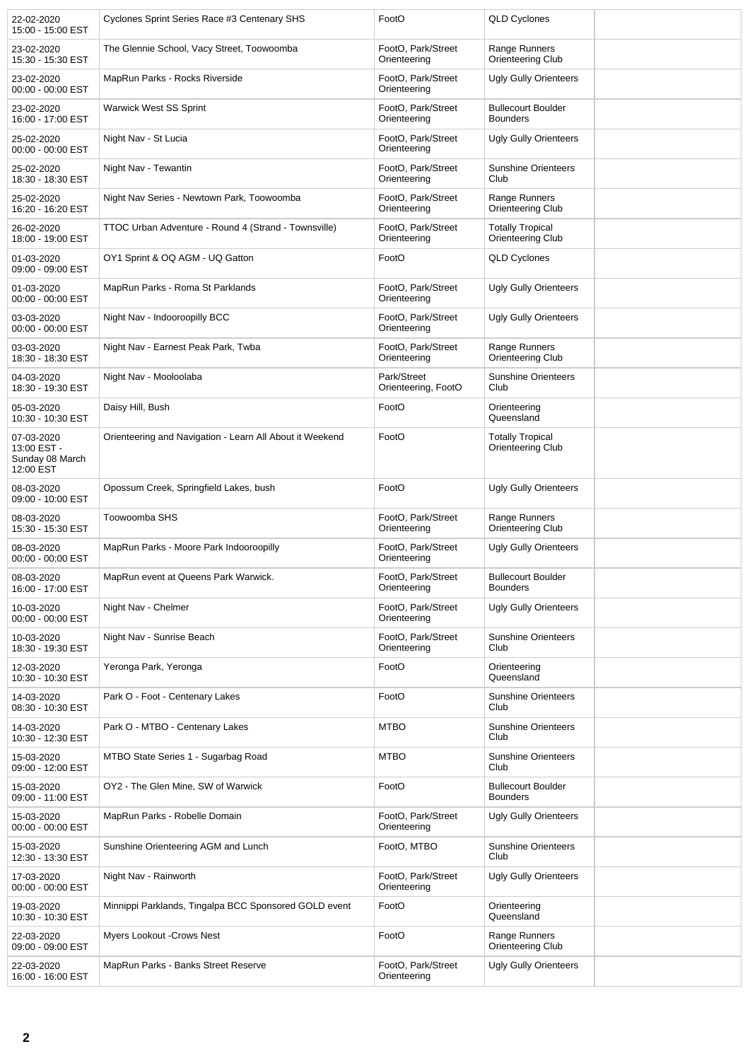| | | | | |
|---|---|---|---|---|
| 22-02-2020 15:00 - 15:00 EST | Cyclones Sprint Series Race #3 Centenary SHS | FootO | QLD Cyclones | |
| 23-02-2020 15:30 - 15:30 EST | The Glennie School, Vacy Street, Toowoomba | FootO, Park/Street Orienteering | Range Runners Orienteering Club | |
| 23-02-2020 00:00 - 00:00 EST | MapRun Parks - Rocks Riverside | FootO, Park/Street Orienteering | Ugly Gully Orienteers | |
| 23-02-2020 16:00 - 17:00 EST | Warwick West SS Sprint | FootO, Park/Street Orienteering | Bullecourt Boulder Bounders | |
| 25-02-2020 00:00 - 00:00 EST | Night Nav - St Lucia | FootO, Park/Street Orienteering | Ugly Gully Orienteers | |
| 25-02-2020 18:30 - 18:30 EST | Night Nav - Tewantin | FootO, Park/Street Orienteering | Sunshine Orienteers Club | |
| 25-02-2020 16:20 - 16:20 EST | Night Nav Series - Newtown Park, Toowoomba | FootO, Park/Street Orienteering | Range Runners Orienteering Club | |
| 26-02-2020 18:00 - 19:00 EST | TTOC Urban Adventure - Round 4 (Strand - Townsville) | FootO, Park/Street Orienteering | Totally Tropical Orienteering Club | |
| 01-03-2020 09:00 - 09:00 EST | OY1 Sprint & OQ AGM - UQ Gatton | FootO | QLD Cyclones | |
| 01-03-2020 00:00 - 00:00 EST | MapRun Parks - Roma St Parklands | FootO, Park/Street Orienteering | Ugly Gully Orienteers | |
| 03-03-2020 00:00 - 00:00 EST | Night Nav - Indooroopilly BCC | FootO, Park/Street Orienteering | Ugly Gully Orienteers | |
| 03-03-2020 18:30 - 18:30 EST | Night Nav - Earnest Peak Park, Twba | FootO, Park/Street Orienteering | Range Runners Orienteering Club | |
| 04-03-2020 18:30 - 19:30 EST | Night Nav - Mooloolaba | Park/Street Orienteering, FootO | Sunshine Orienteers Club | |
| 05-03-2020 10:30 - 10:30 EST | Daisy Hill, Bush | FootO | Orienteering Queensland | |
| 07-03-2020 13:00 EST - Sunday 08 March 12:00 EST | Orienteering and Navigation - Learn All About it Weekend | FootO | Totally Tropical Orienteering Club | |
| 08-03-2020 09:00 - 10:00 EST | Opossum Creek, Springfield Lakes, bush | FootO | Ugly Gully Orienteers | |
| 08-03-2020 15:30 - 15:30 EST | Toowoomba SHS | FootO, Park/Street Orienteering | Range Runners Orienteering Club | |
| 08-03-2020 00:00 - 00:00 EST | MapRun Parks - Moore Park Indooroopilly | FootO, Park/Street Orienteering | Ugly Gully Orienteers | |
| 08-03-2020 16:00 - 17:00 EST | MapRun event at Queens Park Warwick. | FootO, Park/Street Orienteering | Bullecourt Boulder Bounders | |
| 10-03-2020 00:00 - 00:00 EST | Night Nav - Chelmer | FootO, Park/Street Orienteering | Ugly Gully Orienteers | |
| 10-03-2020 18:30 - 19:30 EST | Night Nav - Sunrise Beach | FootO, Park/Street Orienteering | Sunshine Orienteers Club | |
| 12-03-2020 10:30 - 10:30 EST | Yeronga Park, Yeronga | FootO | Orienteering Queensland | |
| 14-03-2020 08:30 - 10:30 EST | Park O - Foot - Centenary Lakes | FootO | Sunshine Orienteers Club | |
| 14-03-2020 10:30 - 12:30 EST | Park O - MTBO - Centenary Lakes | MTBO | Sunshine Orienteers Club | |
| 15-03-2020 09:00 - 12:00 EST | MTBO State Series 1 - Sugarbag Road | MTBO | Sunshine Orienteers Club | |
| 15-03-2020 09:00 - 11:00 EST | OY2 - The Glen Mine, SW of Warwick | FootO | Bullecourt Boulder Bounders | |
| 15-03-2020 00:00 - 00:00 EST | MapRun Parks - Robelle Domain | FootO, Park/Street Orienteering | Ugly Gully Orienteers | |
| 15-03-2020 12:30 - 13:30 EST | Sunshine Orienteering AGM and Lunch | FootO, MTBO | Sunshine Orienteers Club | |
| 17-03-2020 00:00 - 00:00 EST | Night Nav - Rainworth | FootO, Park/Street Orienteering | Ugly Gully Orienteers | |
| 19-03-2020 10:30 - 10:30 EST | Minnippi Parklands, Tingalpa BCC Sponsored GOLD event | FootO | Orienteering Queensland | |
| 22-03-2020 09:00 - 09:00 EST | Myers Lookout -Crows Nest | FootO | Range Runners Orienteering Club | |
| 22-03-2020 16:00 - 16:00 EST | MapRun Parks - Banks Street Reserve | FootO, Park/Street Orienteering | Ugly Gully Orienteers | |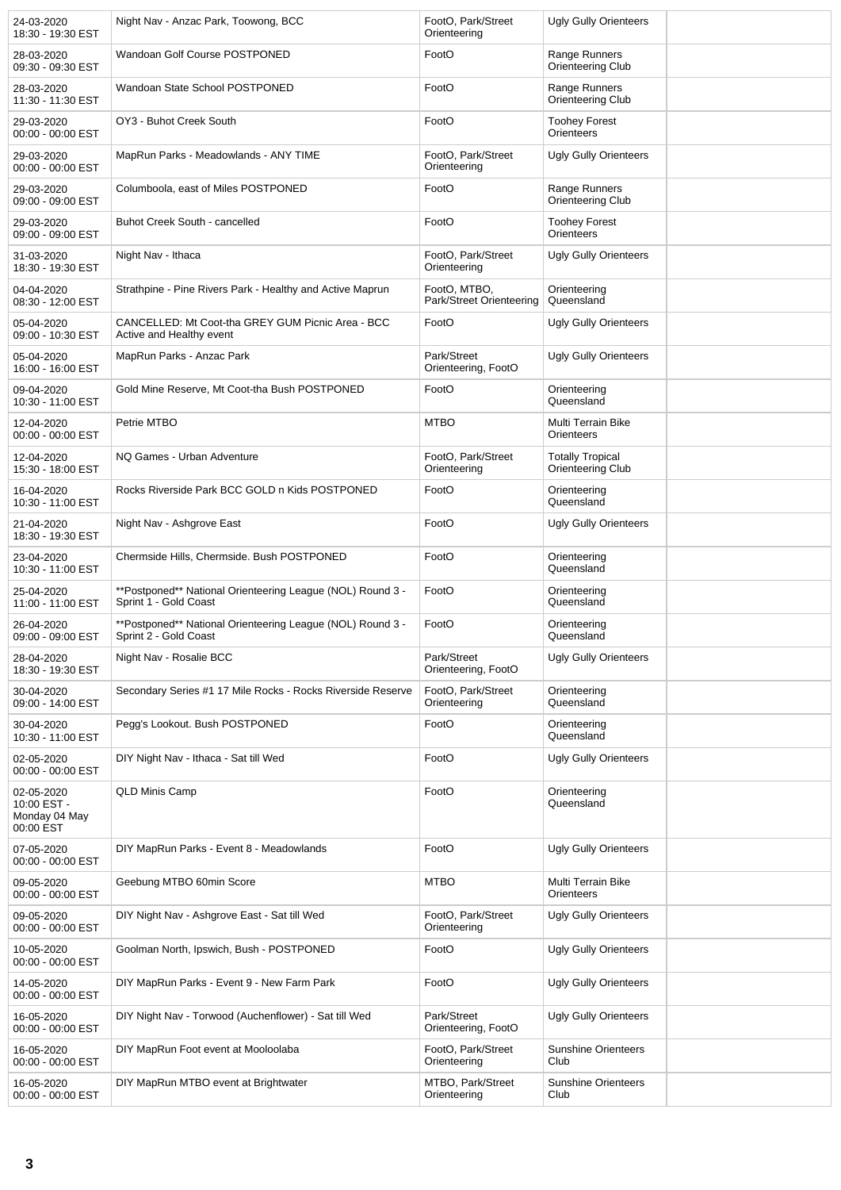| | | | | |
|---|---|---|---|---|
| 24-03-2020 18:30 - 19:30 EST | Night Nav - Anzac Park, Toowong, BCC | FootO, Park/Street Orienteering | Ugly Gully Orienteers | |
| 28-03-2020 09:30 - 09:30 EST | Wandoan Golf Course POSTPONED | FootO | Range Runners Orienteering Club | |
| 28-03-2020 11:30 - 11:30 EST | Wandoan State School POSTPONED | FootO | Range Runners Orienteering Club | |
| 29-03-2020 00:00 - 00:00 EST | OY3 - Buhot Creek South | FootO | Toohey Forest Orienteers | |
| 29-03-2020 00:00 - 00:00 EST | MapRun Parks - Meadowlands - ANY TIME | FootO, Park/Street Orienteering | Ugly Gully Orienteers | |
| 29-03-2020 09:00 - 09:00 EST | Columboola, east of Miles POSTPONED | FootO | Range Runners Orienteering Club | |
| 29-03-2020 09:00 - 09:00 EST | Buhot Creek South - cancelled | FootO | Toohey Forest Orienteers | |
| 31-03-2020 18:30 - 19:30 EST | Night Nav - Ithaca | FootO, Park/Street Orienteering | Ugly Gully Orienteers | |
| 04-04-2020 08:30 - 12:00 EST | Strathpine - Pine Rivers Park - Healthy and Active Maprun | FootO, MTBO, Park/Street Orienteering | Orienteering Queensland | |
| 05-04-2020 09:00 - 10:30 EST | CANCELLED: Mt Coot-tha GREY GUM Picnic Area - BCC Active and Healthy event | FootO | Ugly Gully Orienteers | |
| 05-04-2020 16:00 - 16:00 EST | MapRun Parks - Anzac Park | Park/Street Orienteering, FootO | Ugly Gully Orienteers | |
| 09-04-2020 10:30 - 11:00 EST | Gold Mine Reserve, Mt Coot-tha Bush POSTPONED | FootO | Orienteering Queensland | |
| 12-04-2020 00:00 - 00:00 EST | Petrie MTBO | MTBO | Multi Terrain Bike Orienteers | |
| 12-04-2020 15:30 - 18:00 EST | NQ Games - Urban Adventure | FootO, Park/Street Orienteering | Totally Tropical Orienteering Club | |
| 16-04-2020 10:30 - 11:00 EST | Rocks Riverside Park BCC GOLD n Kids POSTPONED | FootO | Orienteering Queensland | |
| 21-04-2020 18:30 - 19:30 EST | Night Nav - Ashgrove East | FootO | Ugly Gully Orienteers | |
| 23-04-2020 10:30 - 11:00 EST | Chermside Hills, Chermside. Bush POSTPONED | FootO | Orienteering Queensland | |
| 25-04-2020 11:00 - 11:00 EST | **Postponed** National Orienteering League (NOL) Round 3 - Sprint 1 - Gold Coast | FootO | Orienteering Queensland | |
| 26-04-2020 09:00 - 09:00 EST | **Postponed** National Orienteering League (NOL) Round 3 - Sprint 2 - Gold Coast | FootO | Orienteering Queensland | |
| 28-04-2020 18:30 - 19:30 EST | Night Nav - Rosalie BCC | Park/Street Orienteering, FootO | Ugly Gully Orienteers | |
| 30-04-2020 09:00 - 14:00 EST | Secondary Series #1 17 Mile Rocks - Rocks Riverside Reserve | FootO, Park/Street Orienteering | Orienteering Queensland | |
| 30-04-2020 10:30 - 11:00 EST | Pegg's Lookout. Bush POSTPONED | FootO | Orienteering Queensland | |
| 02-05-2020 00:00 - 00:00 EST | DIY Night Nav - Ithaca - Sat till Wed | FootO | Ugly Gully Orienteers | |
| 02-05-2020 10:00 EST - Monday 04 May 00:00 EST | QLD Minis Camp | FootO | Orienteering Queensland | |
| 07-05-2020 00:00 - 00:00 EST | DIY MapRun Parks - Event 8 - Meadowlands | FootO | Ugly Gully Orienteers | |
| 09-05-2020 00:00 - 00:00 EST | Geebung MTBO 60min Score | MTBO | Multi Terrain Bike Orienteers | |
| 09-05-2020 00:00 - 00:00 EST | DIY Night Nav - Ashgrove East - Sat till Wed | FootO, Park/Street Orienteering | Ugly Gully Orienteers | |
| 10-05-2020 00:00 - 00:00 EST | Goolman North, Ipswich, Bush - POSTPONED | FootO | Ugly Gully Orienteers | |
| 14-05-2020 00:00 - 00:00 EST | DIY MapRun Parks - Event 9 - New Farm Park | FootO | Ugly Gully Orienteers | |
| 16-05-2020 00:00 - 00:00 EST | DIY Night Nav - Torwood (Auchenflower) - Sat till Wed | Park/Street Orienteering, FootO | Ugly Gully Orienteers | |
| 16-05-2020 00:00 - 00:00 EST | DIY MapRun Foot event at Mooloolaba | FootO, Park/Street Orienteering | Sunshine Orienteers Club | |
| 16-05-2020 00:00 - 00:00 EST | DIY MapRun MTBO event at Brightwater | MTBO, Park/Street Orienteering | Sunshine Orienteers Club | |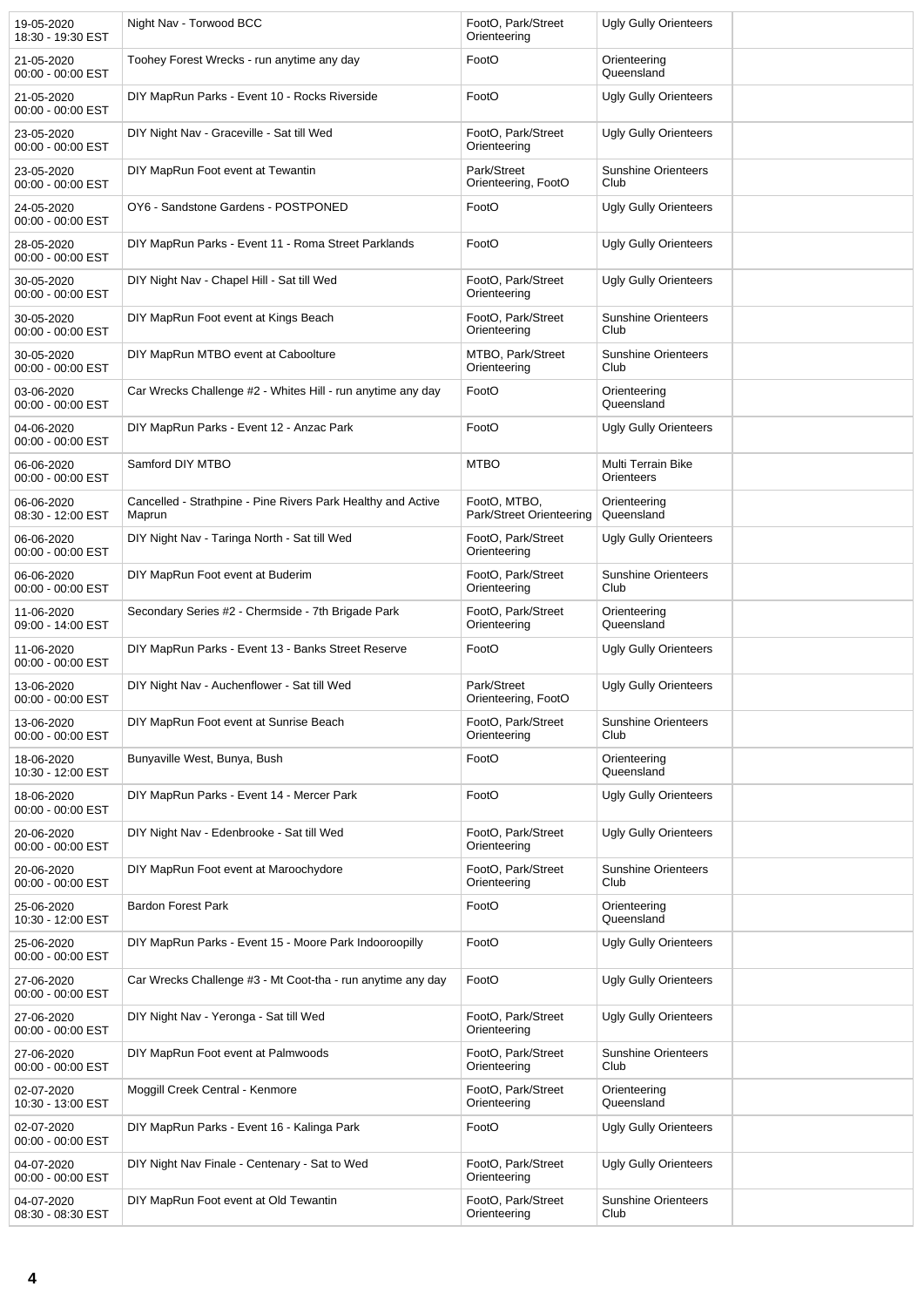| | | | | |
|---|---|---|---|---|
| 19-05-2020 18:30 - 19:30 EST | Night Nav - Torwood BCC | FootO, Park/Street Orienteering | Ugly Gully Orienteers | |
| 21-05-2020 00:00 - 00:00 EST | Toohey Forest Wrecks - run anytime any day | FootO | Orienteering Queensland | |
| 21-05-2020 00:00 - 00:00 EST | DIY MapRun Parks - Event 10 - Rocks Riverside | FootO | Ugly Gully Orienteers | |
| 23-05-2020 00:00 - 00:00 EST | DIY Night Nav - Graceville - Sat till Wed | FootO, Park/Street Orienteering | Ugly Gully Orienteers | |
| 23-05-2020 00:00 - 00:00 EST | DIY MapRun Foot event at Tewantin | Park/Street Orienteering, FootO | Sunshine Orienteers Club | |
| 24-05-2020 00:00 - 00:00 EST | OY6 - Sandstone Gardens - POSTPONED | FootO | Ugly Gully Orienteers | |
| 28-05-2020 00:00 - 00:00 EST | DIY MapRun Parks - Event 11 - Roma Street Parklands | FootO | Ugly Gully Orienteers | |
| 30-05-2020 00:00 - 00:00 EST | DIY Night Nav - Chapel Hill - Sat till Wed | FootO, Park/Street Orienteering | Ugly Gully Orienteers | |
| 30-05-2020 00:00 - 00:00 EST | DIY MapRun Foot event at Kings Beach | FootO, Park/Street Orienteering | Sunshine Orienteers Club | |
| 30-05-2020 00:00 - 00:00 EST | DIY MapRun MTBO event at Caboolture | MTBO, Park/Street Orienteering | Sunshine Orienteers Club | |
| 03-06-2020 00:00 - 00:00 EST | Car Wrecks Challenge #2 - Whites Hill - run anytime any day | FootO | Orienteering Queensland | |
| 04-06-2020 00:00 - 00:00 EST | DIY MapRun Parks - Event 12 - Anzac Park | FootO | Ugly Gully Orienteers | |
| 06-06-2020 00:00 - 00:00 EST | Samford DIY MTBO | MTBO | Multi Terrain Bike Orienteers | |
| 06-06-2020 08:30 - 12:00 EST | Cancelled - Strathpine - Pine Rivers Park Healthy and Active Maprun | FootO, MTBO, Park/Street Orienteering | Orienteering Queensland | |
| 06-06-2020 00:00 - 00:00 EST | DIY Night Nav - Taringa North - Sat till Wed | FootO, Park/Street Orienteering | Ugly Gully Orienteers | |
| 06-06-2020 00:00 - 00:00 EST | DIY MapRun Foot event at Buderim | FootO, Park/Street Orienteering | Sunshine Orienteers Club | |
| 11-06-2020 09:00 - 14:00 EST | Secondary Series #2 - Chermside - 7th Brigade Park | FootO, Park/Street Orienteering | Orienteering Queensland | |
| 11-06-2020 00:00 - 00:00 EST | DIY MapRun Parks - Event 13 - Banks Street Reserve | FootO | Ugly Gully Orienteers | |
| 13-06-2020 00:00 - 00:00 EST | DIY Night Nav - Auchenflower - Sat till Wed | Park/Street Orienteering, FootO | Ugly Gully Orienteers | |
| 13-06-2020 00:00 - 00:00 EST | DIY MapRun Foot event at Sunrise Beach | FootO, Park/Street Orienteering | Sunshine Orienteers Club | |
| 18-06-2020 10:30 - 12:00 EST | Bunyaville West, Bunya, Bush | FootO | Orienteering Queensland | |
| 18-06-2020 00:00 - 00:00 EST | DIY MapRun Parks - Event 14 - Mercer Park | FootO | Ugly Gully Orienteers | |
| 20-06-2020 00:00 - 00:00 EST | DIY Night Nav - Edenbrooke - Sat till Wed | FootO, Park/Street Orienteering | Ugly Gully Orienteers | |
| 20-06-2020 00:00 - 00:00 EST | DIY MapRun Foot event at Maroochydore | FootO, Park/Street Orienteering | Sunshine Orienteers Club | |
| 25-06-2020 10:30 - 12:00 EST | Bardon Forest Park | FootO | Orienteering Queensland | |
| 25-06-2020 00:00 - 00:00 EST | DIY MapRun Parks - Event 15 - Moore Park Indooroopilly | FootO | Ugly Gully Orienteers | |
| 27-06-2020 00:00 - 00:00 EST | Car Wrecks Challenge #3 - Mt Coot-tha - run anytime any day | FootO | Ugly Gully Orienteers | |
| 27-06-2020 00:00 - 00:00 EST | DIY Night Nav - Yeronga - Sat till Wed | FootO, Park/Street Orienteering | Ugly Gully Orienteers | |
| 27-06-2020 00:00 - 00:00 EST | DIY MapRun Foot event at Palmwoods | FootO, Park/Street Orienteering | Sunshine Orienteers Club | |
| 02-07-2020 10:30 - 13:00 EST | Moggill Creek Central - Kenmore | FootO, Park/Street Orienteering | Orienteering Queensland | |
| 02-07-2020 00:00 - 00:00 EST | DIY MapRun Parks - Event 16 - Kalinga Park | FootO | Ugly Gully Orienteers | |
| 04-07-2020 00:00 - 00:00 EST | DIY Night Nav Finale - Centenary - Sat to Wed | FootO, Park/Street Orienteering | Ugly Gully Orienteers | |
| 04-07-2020 08:30 - 08:30 EST | DIY MapRun Foot event at Old Tewantin | FootO, Park/Street Orienteering | Sunshine Orienteers Club | |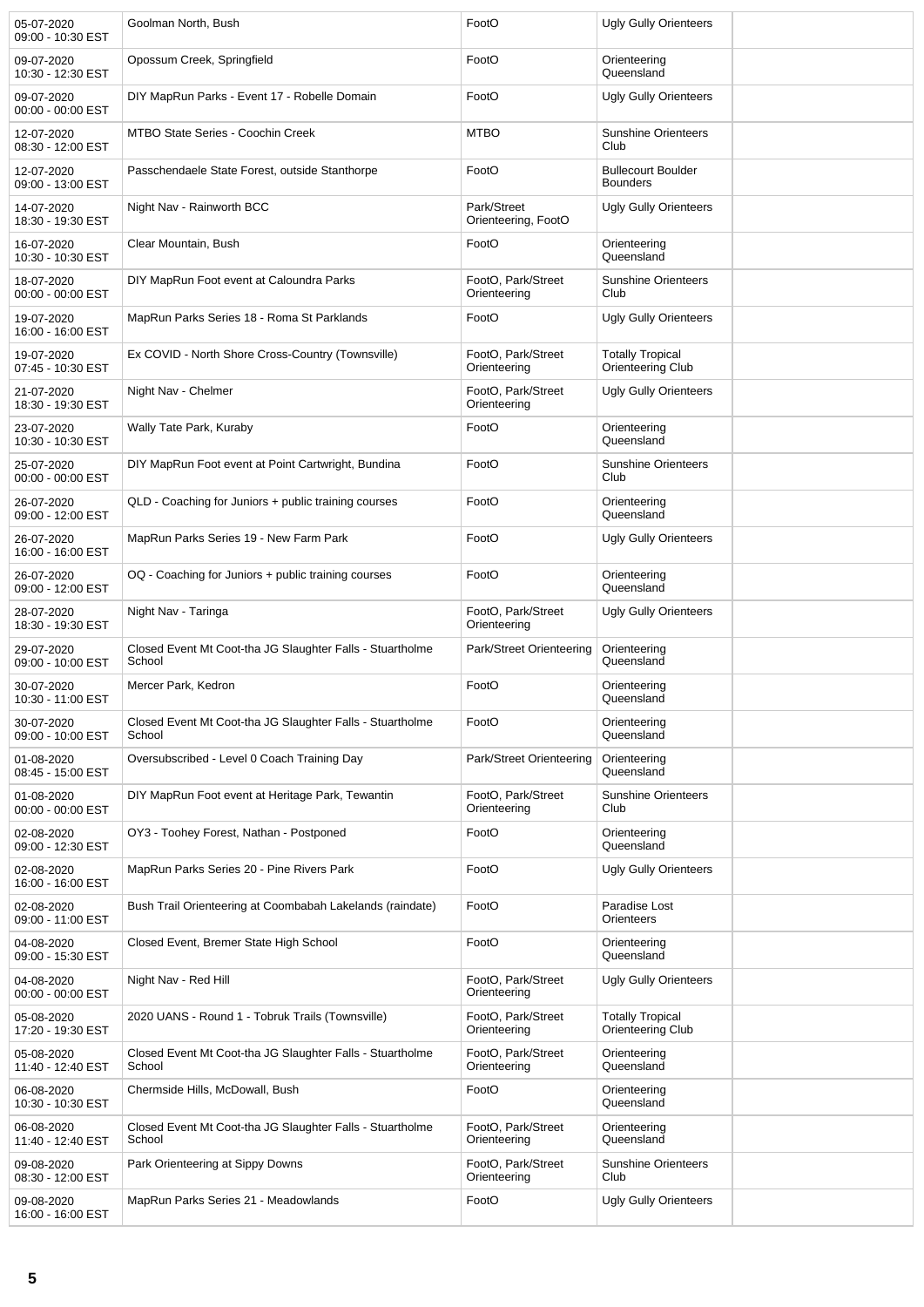| | | | | |
|---|---|---|---|---|
| 05-07-2020 09:00 - 10:30 EST | Goolman North, Bush | FootO | Ugly Gully Orienteers | |
| 09-07-2020 10:30 - 12:30 EST | Opossum Creek, Springfield | FootO | Orienteering Queensland | |
| 09-07-2020 00:00 - 00:00 EST | DIY MapRun Parks - Event 17 - Robelle Domain | FootO | Ugly Gully Orienteers | |
| 12-07-2020 08:30 - 12:00 EST | MTBO State Series - Coochin Creek | MTBO | Sunshine Orienteers Club | |
| 12-07-2020 09:00 - 13:00 EST | Passchendaele State Forest, outside Stanthorpe | FootO | Bullecourt Boulder Bounders | |
| 14-07-2020 18:30 - 19:30 EST | Night Nav - Rainworth BCC | Park/Street Orienteering, FootO | Ugly Gully Orienteers | |
| 16-07-2020 10:30 - 10:30 EST | Clear Mountain, Bush | FootO | Orienteering Queensland | |
| 18-07-2020 00:00 - 00:00 EST | DIY MapRun Foot event at Caloundra Parks | FootO, Park/Street Orienteering | Sunshine Orienteers Club | |
| 19-07-2020 16:00 - 16:00 EST | MapRun Parks Series 18 - Roma St Parklands | FootO | Ugly Gully Orienteers | |
| 19-07-2020 07:45 - 10:30 EST | Ex COVID - North Shore Cross-Country (Townsville) | FootO, Park/Street Orienteering | Totally Tropical Orienteering Club | |
| 21-07-2020 18:30 - 19:30 EST | Night Nav - Chelmer | FootO, Park/Street Orienteering | Ugly Gully Orienteers | |
| 23-07-2020 10:30 - 10:30 EST | Wally Tate Park, Kuraby | FootO | Orienteering Queensland | |
| 25-07-2020 00:00 - 00:00 EST | DIY MapRun Foot event at Point Cartwright, Bundina | FootO | Sunshine Orienteers Club | |
| 26-07-2020 09:00 - 12:00 EST | QLD - Coaching for Juniors + public training courses | FootO | Orienteering Queensland | |
| 26-07-2020 16:00 - 16:00 EST | MapRun Parks Series 19 - New Farm Park | FootO | Ugly Gully Orienteers | |
| 26-07-2020 09:00 - 12:00 EST | OQ - Coaching for Juniors + public training courses | FootO | Orienteering Queensland | |
| 28-07-2020 18:30 - 19:30 EST | Night Nav - Taringa | FootO, Park/Street Orienteering | Ugly Gully Orienteers | |
| 29-07-2020 09:00 - 10:00 EST | Closed Event Mt Coot-tha JG Slaughter Falls - Stuartholme School | Park/Street Orienteering | Orienteering Queensland | |
| 30-07-2020 10:30 - 11:00 EST | Mercer Park, Kedron | FootO | Orienteering Queensland | |
| 30-07-2020 09:00 - 10:00 EST | Closed Event Mt Coot-tha JG Slaughter Falls - Stuartholme School | FootO | Orienteering Queensland | |
| 01-08-2020 08:45 - 15:00 EST | Oversubscribed - Level 0 Coach Training Day | Park/Street Orienteering | Orienteering Queensland | |
| 01-08-2020 00:00 - 00:00 EST | DIY MapRun Foot event at Heritage Park, Tewantin | FootO, Park/Street Orienteering | Sunshine Orienteers Club | |
| 02-08-2020 09:00 - 12:30 EST | OY3 - Toohey Forest, Nathan - Postponed | FootO | Orienteering Queensland | |
| 02-08-2020 16:00 - 16:00 EST | MapRun Parks Series 20 - Pine Rivers Park | FootO | Ugly Gully Orienteers | |
| 02-08-2020 09:00 - 11:00 EST | Bush Trail Orienteering at Coombabah Lakelands (raindate) | FootO | Paradise Lost Orienteers | |
| 04-08-2020 09:00 - 15:30 EST | Closed Event, Bremer State High School | FootO | Orienteering Queensland | |
| 04-08-2020 00:00 - 00:00 EST | Night Nav - Red Hill | FootO, Park/Street Orienteering | Ugly Gully Orienteers | |
| 05-08-2020 17:20 - 19:30 EST | 2020 UANS - Round 1 - Tobruk Trails (Townsville) | FootO, Park/Street Orienteering | Totally Tropical Orienteering Club | |
| 05-08-2020 11:40 - 12:40 EST | Closed Event Mt Coot-tha JG Slaughter Falls - Stuartholme School | FootO, Park/Street Orienteering | Orienteering Queensland | |
| 06-08-2020 10:30 - 10:30 EST | Chermside Hills, McDowall, Bush | FootO | Orienteering Queensland | |
| 06-08-2020 11:40 - 12:40 EST | Closed Event Mt Coot-tha JG Slaughter Falls - Stuartholme School | FootO, Park/Street Orienteering | Orienteering Queensland | |
| 09-08-2020 08:30 - 12:00 EST | Park Orienteering at Sippy Downs | FootO, Park/Street Orienteering | Sunshine Orienteers Club | |
| 09-08-2020 16:00 - 16:00 EST | MapRun Parks Series 21 - Meadowlands | FootO | Ugly Gully Orienteers | |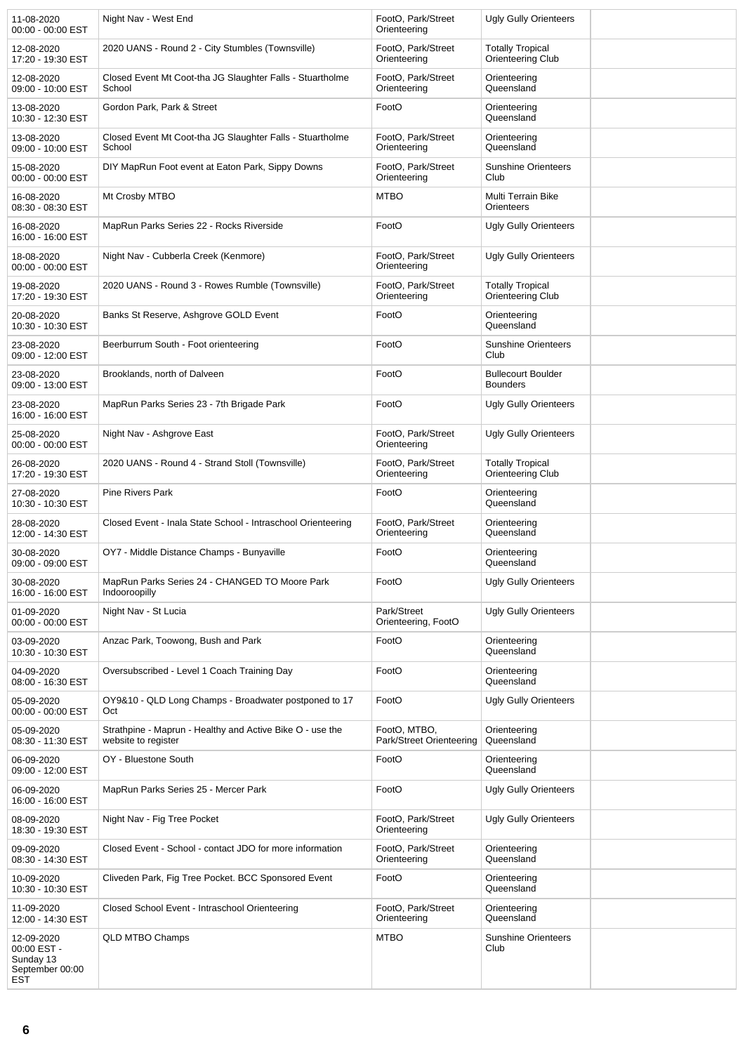| | | | | |
|---|---|---|---|---|
| 11-08-2020 00:00 - 00:00 EST | Night Nav - West End | FootO, Park/Street Orienteering | Ugly Gully Orienteers | |
| 12-08-2020 17:20 - 19:30 EST | 2020 UANS - Round 2 - City Stumbles (Townsville) | FootO, Park/Street Orienteering | Totally Tropical Orienteering Club | |
| 12-08-2020 09:00 - 10:00 EST | Closed Event Mt Coot-tha JG Slaughter Falls - Stuartholme School | FootO, Park/Street Orienteering | Orienteering Queensland | |
| 13-08-2020 10:30 - 12:30 EST | Gordon Park, Park & Street | FootO | Orienteering Queensland | |
| 13-08-2020 09:00 - 10:00 EST | Closed Event Mt Coot-tha JG Slaughter Falls - Stuartholme School | FootO, Park/Street Orienteering | Orienteering Queensland | |
| 15-08-2020 00:00 - 00:00 EST | DIY MapRun Foot event at Eaton Park, Sippy Downs | FootO, Park/Street Orienteering | Sunshine Orienteers Club | |
| 16-08-2020 08:30 - 08:30 EST | Mt Crosby MTBO | MTBO | Multi Terrain Bike Orienteers | |
| 16-08-2020 16:00 - 16:00 EST | MapRun Parks Series 22 - Rocks Riverside | FootO | Ugly Gully Orienteers | |
| 18-08-2020 00:00 - 00:00 EST | Night Nav - Cubberla Creek (Kenmore) | FootO, Park/Street Orienteering | Ugly Gully Orienteers | |
| 19-08-2020 17:20 - 19:30 EST | 2020 UANS - Round 3 - Rowes Rumble (Townsville) | FootO, Park/Street Orienteering | Totally Tropical Orienteering Club | |
| 20-08-2020 10:30 - 10:30 EST | Banks St Reserve, Ashgrove GOLD Event | FootO | Orienteering Queensland | |
| 23-08-2020 09:00 - 12:00 EST | Beerburrum South - Foot orienteering | FootO | Sunshine Orienteers Club | |
| 23-08-2020 09:00 - 13:00 EST | Brooklands, north of Dalveen | FootO | Bullecourt Boulder Bounders | |
| 23-08-2020 16:00 - 16:00 EST | MapRun Parks Series 23 - 7th Brigade Park | FootO | Ugly Gully Orienteers | |
| 25-08-2020 00:00 - 00:00 EST | Night Nav - Ashgrove East | FootO, Park/Street Orienteering | Ugly Gully Orienteers | |
| 26-08-2020 17:20 - 19:30 EST | 2020 UANS - Round 4 - Strand Stoll (Townsville) | FootO, Park/Street Orienteering | Totally Tropical Orienteering Club | |
| 27-08-2020 10:30 - 10:30 EST | Pine Rivers Park | FootO | Orienteering Queensland | |
| 28-08-2020 12:00 - 14:30 EST | Closed Event - Inala State School - Intraschool Orienteering | FootO, Park/Street Orienteering | Orienteering Queensland | |
| 30-08-2020 09:00 - 09:00 EST | OY7 - Middle Distance Champs - Bunyaville | FootO | Orienteering Queensland | |
| 30-08-2020 16:00 - 16:00 EST | MapRun Parks Series 24 - CHANGED TO Moore Park Indooroopilly | FootO | Ugly Gully Orienteers | |
| 01-09-2020 00:00 - 00:00 EST | Night Nav - St Lucia | Park/Street Orienteering, FootO | Ugly Gully Orienteers | |
| 03-09-2020 10:30 - 10:30 EST | Anzac Park, Toowong, Bush and Park | FootO | Orienteering Queensland | |
| 04-09-2020 08:00 - 16:30 EST | Oversubscribed - Level 1 Coach Training Day | FootO | Orienteering Queensland | |
| 05-09-2020 00:00 - 00:00 EST | OY9&10 - QLD Long Champs - Broadwater postponed to 17 Oct | FootO | Ugly Gully Orienteers | |
| 05-09-2020 08:30 - 11:30 EST | Strathpine - Maprun - Healthy and Active Bike O - use the website to register | FootO, MTBO, Park/Street Orienteering | Orienteering Queensland | |
| 06-09-2020 09:00 - 12:00 EST | OY - Bluestone South | FootO | Orienteering Queensland | |
| 06-09-2020 16:00 - 16:00 EST | MapRun Parks Series 25 - Mercer Park | FootO | Ugly Gully Orienteers | |
| 08-09-2020 18:30 - 19:30 EST | Night Nav - Fig Tree Pocket | FootO, Park/Street Orienteering | Ugly Gully Orienteers | |
| 09-09-2020 08:30 - 14:30 EST | Closed Event - School - contact JDO for more information | FootO, Park/Street Orienteering | Orienteering Queensland | |
| 10-09-2020 10:30 - 10:30 EST | Cliveden Park, Fig Tree Pocket. BCC Sponsored Event | FootO | Orienteering Queensland | |
| 11-09-2020 12:00 - 14:30 EST | Closed School Event - Intraschool Orienteering | FootO, Park/Street Orienteering | Orienteering Queensland | |
| 12-09-2020 00:00 EST - Sunday 13 September 00:00 EST | QLD MTBO Champs | MTBO | Sunshine Orienteers Club | |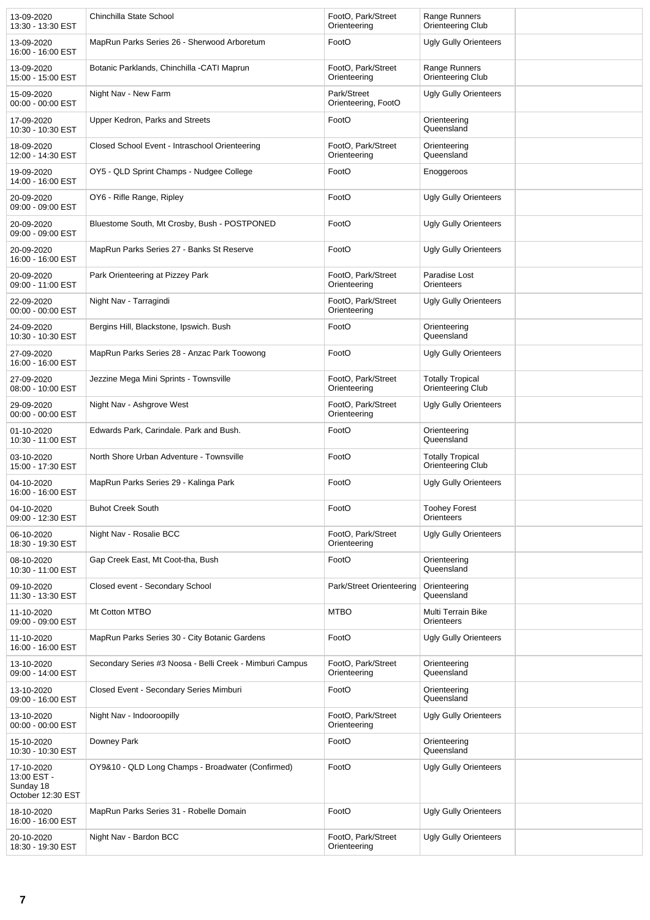| | | | | |
|---|---|---|---|---|
| 13-09-2020 13:30 - 13:30 EST | Chinchilla State School | FootO, Park/Street Orienteering | Range Runners Orienteering Club | |
| 13-09-2020 16:00 - 16:00 EST | MapRun Parks Series 26 - Sherwood Arboretum | FootO | Ugly Gully Orienteers | |
| 13-09-2020 15:00 - 15:00 EST | Botanic Parklands, Chinchilla -CATI Maprun | FootO, Park/Street Orienteering | Range Runners Orienteering Club | |
| 15-09-2020 00:00 - 00:00 EST | Night Nav - New Farm | Park/Street Orienteering, FootO | Ugly Gully Orienteers | |
| 17-09-2020 10:30 - 10:30 EST | Upper Kedron, Parks and Streets | FootO | Orienteering Queensland | |
| 18-09-2020 12:00 - 14:30 EST | Closed School Event - Intraschool Orienteering | FootO, Park/Street Orienteering | Orienteering Queensland | |
| 19-09-2020 14:00 - 16:00 EST | OY5 - QLD Sprint Champs - Nudgee College | FootO | Enoggeroos | |
| 20-09-2020 09:00 - 09:00 EST | OY6 - Rifle Range, Ripley | FootO | Ugly Gully Orienteers | |
| 20-09-2020 09:00 - 09:00 EST | Bluestome South, Mt Crosby, Bush - POSTPONED | FootO | Ugly Gully Orienteers | |
| 20-09-2020 16:00 - 16:00 EST | MapRun Parks Series 27 - Banks St Reserve | FootO | Ugly Gully Orienteers | |
| 20-09-2020 09:00 - 11:00 EST | Park Orienteering at Pizzey Park | FootO, Park/Street Orienteering | Paradise Lost Orienteers | |
| 22-09-2020 00:00 - 00:00 EST | Night Nav - Tarragindi | FootO, Park/Street Orienteering | Ugly Gully Orienteers | |
| 24-09-2020 10:30 - 10:30 EST | Bergins Hill, Blackstone, Ipswich. Bush | FootO | Orienteering Queensland | |
| 27-09-2020 16:00 - 16:00 EST | MapRun Parks Series 28 - Anzac Park Toowong | FootO | Ugly Gully Orienteers | |
| 27-09-2020 08:00 - 10:00 EST | Jezzine Mega Mini Sprints - Townsville | FootO, Park/Street Orienteering | Totally Tropical Orienteering Club | |
| 29-09-2020 00:00 - 00:00 EST | Night Nav - Ashgrove West | FootO, Park/Street Orienteering | Ugly Gully Orienteers | |
| 01-10-2020 10:30 - 11:00 EST | Edwards Park, Carindale. Park and Bush. | FootO | Orienteering Queensland | |
| 03-10-2020 15:00 - 17:30 EST | North Shore Urban Adventure - Townsville | FootO | Totally Tropical Orienteering Club | |
| 04-10-2020 16:00 - 16:00 EST | MapRun Parks Series 29 - Kalinga Park | FootO | Ugly Gully Orienteers | |
| 04-10-2020 09:00 - 12:30 EST | Buhot Creek South | FootO | Toohey Forest Orienteers | |
| 06-10-2020 18:30 - 19:30 EST | Night Nav - Rosalie BCC | FootO, Park/Street Orienteering | Ugly Gully Orienteers | |
| 08-10-2020 10:30 - 11:00 EST | Gap Creek East, Mt Coot-tha, Bush | FootO | Orienteering Queensland | |
| 09-10-2020 11:30 - 13:30 EST | Closed event - Secondary School | Park/Street Orienteering | Orienteering Queensland | |
| 11-10-2020 09:00 - 09:00 EST | Mt Cotton MTBO | MTBO | Multi Terrain Bike Orienteers | |
| 11-10-2020 16:00 - 16:00 EST | MapRun Parks Series 30 - City Botanic Gardens | FootO | Ugly Gully Orienteers | |
| 13-10-2020 09:00 - 14:00 EST | Secondary Series #3 Noosa - Belli Creek - Mimburi Campus | FootO, Park/Street Orienteering | Orienteering Queensland | |
| 13-10-2020 09:00 - 16:00 EST | Closed Event - Secondary Series Mimburi | FootO | Orienteering Queensland | |
| 13-10-2020 00:00 - 00:00 EST | Night Nav - Indooroopilly | FootO, Park/Street Orienteering | Ugly Gully Orienteers | |
| 15-10-2020 10:30 - 10:30 EST | Downey Park | FootO | Orienteering Queensland | |
| 17-10-2020 13:00 EST - Sunday 18 October 12:30 EST | OY9&10 - QLD Long Champs - Broadwater (Confirmed) | FootO | Ugly Gully Orienteers | |
| 18-10-2020 16:00 - 16:00 EST | MapRun Parks Series 31 - Robelle Domain | FootO | Ugly Gully Orienteers | |
| 20-10-2020 18:30 - 19:30 EST | Night Nav - Bardon BCC | FootO, Park/Street Orienteering | Ugly Gully Orienteers | |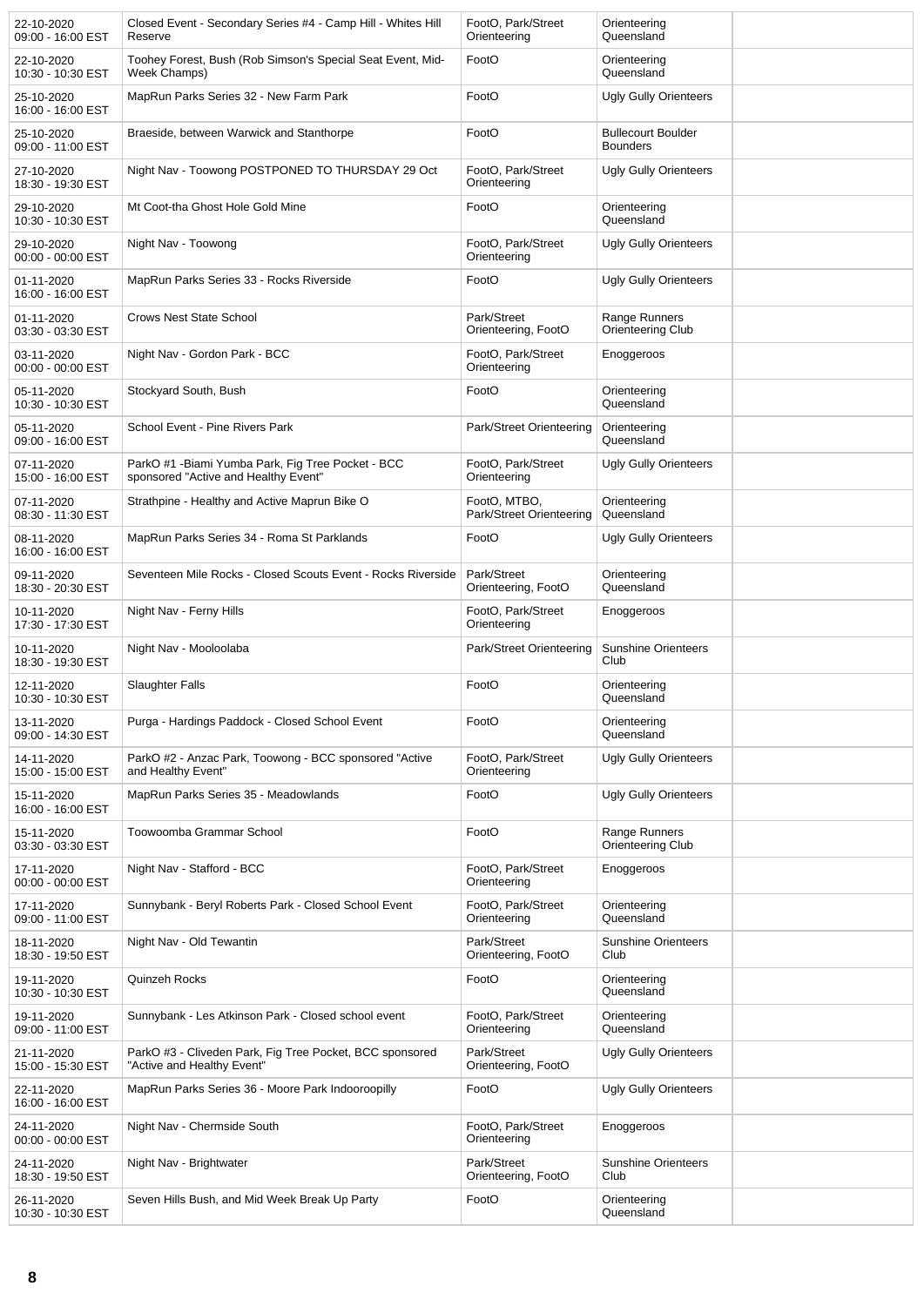| | | | | |
|---|---|---|---|---|
| 22-10-2020 09:00 - 16:00 EST | Closed Event - Secondary Series #4 - Camp Hill - Whites Hill Reserve | FootO, Park/Street Orienteering | Orienteering Queensland | |
| 22-10-2020 10:30 - 10:30 EST | Toohey Forest, Bush (Rob Simson's Special Seat Event, Mid-Week Champs) | FootO | Orienteering Queensland | |
| 25-10-2020 16:00 - 16:00 EST | MapRun Parks Series 32 - New Farm Park | FootO | Ugly Gully Orienteers | |
| 25-10-2020 09:00 - 11:00 EST | Braeside, between Warwick and Stanthorpe | FootO | Bullecourt Boulder Bounders | |
| 27-10-2020 18:30 - 19:30 EST | Night Nav - Toowong POSTPONED TO THURSDAY 29 Oct | FootO, Park/Street Orienteering | Ugly Gully Orienteers | |
| 29-10-2020 10:30 - 10:30 EST | Mt Coot-tha Ghost Hole Gold Mine | FootO | Orienteering Queensland | |
| 29-10-2020 00:00 - 00:00 EST | Night Nav - Toowong | FootO, Park/Street Orienteering | Ugly Gully Orienteers | |
| 01-11-2020 16:00 - 16:00 EST | MapRun Parks Series 33 - Rocks Riverside | FootO | Ugly Gully Orienteers | |
| 01-11-2020 03:30 - 03:30 EST | Crows Nest State School | Park/Street Orienteering, FootO | Range Runners Orienteering Club | |
| 03-11-2020 00:00 - 00:00 EST | Night Nav - Gordon Park - BCC | FootO, Park/Street Orienteering | Enoggeroos | |
| 05-11-2020 10:30 - 10:30 EST | Stockyard South, Bush | FootO | Orienteering Queensland | |
| 05-11-2020 09:00 - 16:00 EST | School Event - Pine Rivers Park | Park/Street Orienteering | Orienteering Queensland | |
| 07-11-2020 15:00 - 16:00 EST | ParkO #1 -Biami Yumba Park, Fig Tree Pocket - BCC sponsored "Active and Healthy Event" | FootO, Park/Street Orienteering | Ugly Gully Orienteers | |
| 07-11-2020 08:30 - 11:30 EST | Strathpine - Healthy and Active Maprun Bike O | FootO, MTBO, Park/Street Orienteering | Orienteering Queensland | |
| 08-11-2020 16:00 - 16:00 EST | MapRun Parks Series 34 - Roma St Parklands | FootO | Ugly Gully Orienteers | |
| 09-11-2020 18:30 - 20:30 EST | Seventeen Mile Rocks - Closed Scouts Event - Rocks Riverside | Park/Street Orienteering, FootO | Orienteering Queensland | |
| 10-11-2020 17:30 - 17:30 EST | Night Nav - Ferny Hills | FootO, Park/Street Orienteering | Enoggeroos | |
| 10-11-2020 18:30 - 19:30 EST | Night Nav - Mooloolaba | Park/Street Orienteering | Sunshine Orienteers Club | |
| 12-11-2020 10:30 - 10:30 EST | Slaughter Falls | FootO | Orienteering Queensland | |
| 13-11-2020 09:00 - 14:30 EST | Purga - Hardings Paddock - Closed School Event | FootO | Orienteering Queensland | |
| 14-11-2020 15:00 - 15:00 EST | ParkO #2 - Anzac Park, Toowong - BCC sponsored "Active and Healthy Event" | FootO, Park/Street Orienteering | Ugly Gully Orienteers | |
| 15-11-2020 16:00 - 16:00 EST | MapRun Parks Series 35 - Meadowlands | FootO | Ugly Gully Orienteers | |
| 15-11-2020 03:30 - 03:30 EST | Toowoomba Grammar School | FootO | Range Runners Orienteering Club | |
| 17-11-2020 00:00 - 00:00 EST | Night Nav - Stafford - BCC | FootO, Park/Street Orienteering | Enoggeroos | |
| 17-11-2020 09:00 - 11:00 EST | Sunnybank - Beryl Roberts Park - Closed School Event | FootO, Park/Street Orienteering | Orienteering Queensland | |
| 18-11-2020 18:30 - 19:50 EST | Night Nav - Old Tewantin | Park/Street Orienteering, FootO | Sunshine Orienteers Club | |
| 19-11-2020 10:30 - 10:30 EST | Quinzeh Rocks | FootO | Orienteering Queensland | |
| 19-11-2020 09:00 - 11:00 EST | Sunnybank - Les Atkinson Park - Closed school event | FootO, Park/Street Orienteering | Orienteering Queensland | |
| 21-11-2020 15:00 - 15:30 EST | ParkO #3 - Cliveden Park, Fig Tree Pocket, BCC sponsored "Active and Healthy Event" | Park/Street Orienteering, FootO | Ugly Gully Orienteers | |
| 22-11-2020 16:00 - 16:00 EST | MapRun Parks Series 36 - Moore Park Indooroopilly | FootO | Ugly Gully Orienteers | |
| 24-11-2020 00:00 - 00:00 EST | Night Nav - Chermside South | FootO, Park/Street Orienteering | Enoggeroos | |
| 24-11-2020 18:30 - 19:50 EST | Night Nav - Brightwater | Park/Street Orienteering, FootO | Sunshine Orienteers Club | |
| 26-11-2020 10:30 - 10:30 EST | Seven Hills Bush, and Mid Week Break Up Party | FootO | Orienteering Queensland | |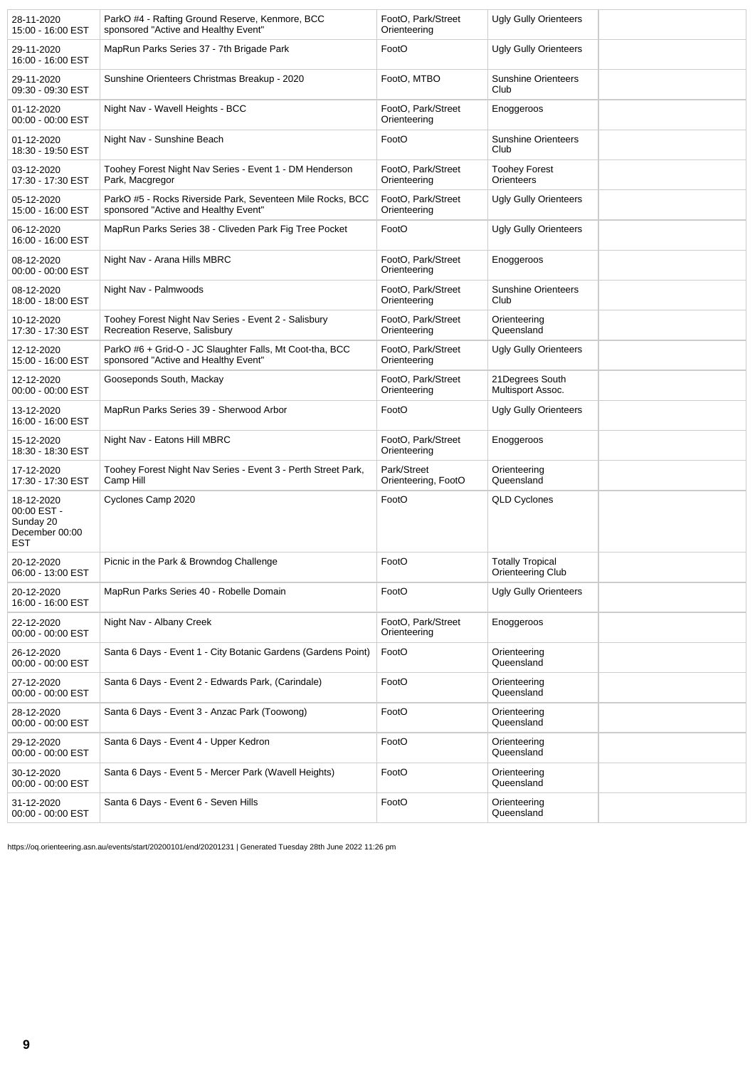| | | | | |
|---|---|---|---|---|
| 28-11-2020 15:00 - 16:00 EST | ParkO #4 - Rafting Ground Reserve, Kenmore, BCC sponsored "Active and Healthy Event" | FootO, Park/Street Orienteering | Ugly Gully Orienteers | |
| 29-11-2020 16:00 - 16:00 EST | MapRun Parks Series 37 - 7th Brigade Park | FootO | Ugly Gully Orienteers | |
| 29-11-2020 09:30 - 09:30 EST | Sunshine Orienteers Christmas Breakup - 2020 | FootO, MTBO | Sunshine Orienteers Club | |
| 01-12-2020 00:00 - 00:00 EST | Night Nav - Wavell Heights - BCC | FootO, Park/Street Orienteering | Enoggeroos | |
| 01-12-2020 18:30 - 19:50 EST | Night Nav - Sunshine Beach | FootO | Sunshine Orienteers Club | |
| 03-12-2020 17:30 - 17:30 EST | Toohey Forest Night Nav Series - Event 1 - DM Henderson Park, Macgregor | FootO, Park/Street Orienteering | Toohey Forest Orienteers | |
| 05-12-2020 15:00 - 16:00 EST | ParkO #5 - Rocks Riverside Park, Seventeen Mile Rocks, BCC sponsored "Active and Healthy Event" | FootO, Park/Street Orienteering | Ugly Gully Orienteers | |
| 06-12-2020 16:00 - 16:00 EST | MapRun Parks Series 38 - Cliveden Park Fig Tree Pocket | FootO | Ugly Gully Orienteers | |
| 08-12-2020 00:00 - 00:00 EST | Night Nav - Arana Hills MBRC | FootO, Park/Street Orienteering | Enoggeroos | |
| 08-12-2020 18:00 - 18:00 EST | Night Nav - Palmwoods | FootO, Park/Street Orienteering | Sunshine Orienteers Club | |
| 10-12-2020 17:30 - 17:30 EST | Toohey Forest Night Nav Series - Event 2 - Salisbury Recreation Reserve, Salisbury | FootO, Park/Street Orienteering | Orienteering Queensland | |
| 12-12-2020 15:00 - 16:00 EST | ParkO #6 + Grid-O - JC Slaughter Falls, Mt Coot-tha, BCC sponsored "Active and Healthy Event" | FootO, Park/Street Orienteering | Ugly Gully Orienteers | |
| 12-12-2020 00:00 - 00:00 EST | Gooseponds South, Mackay | FootO, Park/Street Orienteering | 21Degrees South Multisport Assoc. | |
| 13-12-2020 16:00 - 16:00 EST | MapRun Parks Series 39 - Sherwood Arbor | FootO | Ugly Gully Orienteers | |
| 15-12-2020 18:30 - 18:30 EST | Night Nav - Eatons Hill MBRC | FootO, Park/Street Orienteering | Enoggeroos | |
| 17-12-2020 17:30 - 17:30 EST | Toohey Forest Night Nav Series - Event 3 - Perth Street Park, Camp Hill | Park/Street Orienteering, FootO | Orienteering Queensland | |
| 18-12-2020 00:00 EST - Sunday 20 December 00:00 EST | Cyclones Camp 2020 | FootO | QLD Cyclones | |
| 20-12-2020 06:00 - 13:00 EST | Picnic in the Park & Browndog Challenge | FootO | Totally Tropical Orienteering Club | |
| 20-12-2020 16:00 - 16:00 EST | MapRun Parks Series 40 - Robelle Domain | FootO | Ugly Gully Orienteers | |
| 22-12-2020 00:00 - 00:00 EST | Night Nav - Albany Creek | FootO, Park/Street Orienteering | Enoggeroos | |
| 26-12-2020 00:00 - 00:00 EST | Santa 6 Days - Event 1 - City Botanic Gardens (Gardens Point) | FootO | Orienteering Queensland | |
| 27-12-2020 00:00 - 00:00 EST | Santa 6 Days - Event 2 - Edwards Park, (Carindale) | FootO | Orienteering Queensland | |
| 28-12-2020 00:00 - 00:00 EST | Santa 6 Days - Event 3 - Anzac Park (Toowong) | FootO | Orienteering Queensland | |
| 29-12-2020 00:00 - 00:00 EST | Santa 6 Days - Event 4 - Upper Kedron | FootO | Orienteering Queensland | |
| 30-12-2020 00:00 - 00:00 EST | Santa 6 Days - Event 5 - Mercer Park (Wavell Heights) | FootO | Orienteering Queensland | |
| 31-12-2020 00:00 - 00:00 EST | Santa 6 Days - Event 6 - Seven Hills | FootO | Orienteering Queensland | |

https://oq.orienteering.asn.au/events/start/20200101/end/20201231 | Generated Tuesday 28th June 2022 11:26 pm